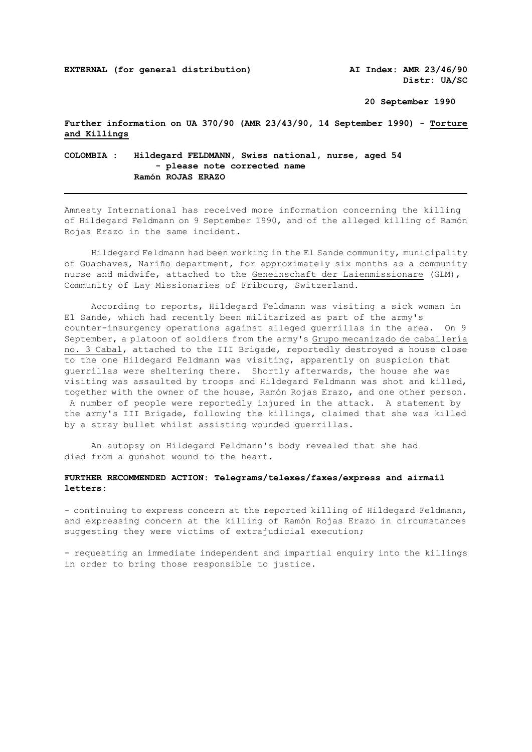**EXTERNAL (for general distribution)** **AI Index: AMR 23/46/90**
**Distr: UA/SC**

**20 September 1990**

**Further information on UA 370/90 (AMR 23/43/90, 14 September 1990) - Torture and Killings**

**COLOMBIA : Hildegard FELDMANN, Swiss national, nurse, aged 54**
**- please note corrected name**
**Ramón ROJAS ERAZO**

---

Amnesty International has received more information concerning the killing of Hildegard Feldmann on 9 September 1990, and of the alleged killing of Ramón Rojas Erazo in the same incident.

Hildegard Feldmann had been working in the El Sande community, municipality of Guachaves, Nariño department, for approximately six months as a community nurse and midwife, attached to the Geneinschaft der Laienmissionare (GLM), Community of Lay Missionaries of Fribourg, Switzerland.

According to reports, Hildegard Feldmann was visiting a sick woman in El Sande, which had recently been militarized as part of the army's counter-insurgency operations against alleged guerrillas in the area. On 9 September, a platoon of soldiers from the army's Grupo mecanizado de caballería no. 3 Cabal, attached to the III Brigade, reportedly destroyed a house close to the one Hildegard Feldmann was visiting, apparently on suspicion that guerrillas were sheltering there. Shortly afterwards, the house she was visiting was assaulted by troops and Hildegard Feldmann was shot and killed, together with the owner of the house, Ramón Rojas Erazo, and one other person. A number of people were reportedly injured in the attack. A statement by the army's III Brigade, following the killings, claimed that she was killed by a stray bullet whilst assisting wounded guerrillas.

An autopsy on Hildegard Feldmann's body revealed that she had died from a gunshot wound to the heart.

**FURTHER RECOMMENDED ACTION: Telegrams/telexes/faxes/express and airmail letters:**

- continuing to express concern at the reported killing of Hildegard Feldmann, and expressing concern at the killing of Ramón Rojas Erazo in circumstances suggesting they were victims of extrajudicial execution;

- requesting an immediate independent and impartial enquiry into the killings in order to bring those responsible to justice.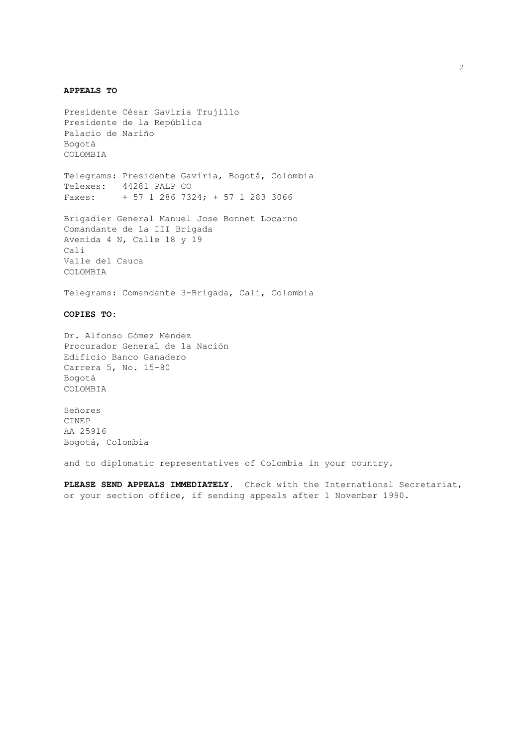**APPEALS TO**

Presidente César Gaviria Trujillo
Presidente de la República
Palacio de Nariño
Bogotá
COLOMBIA

Telegrams: Presidente Gaviria, Bogotá, Colombia
Telexes: 44281 PALP CO
Faxes: + 57 1 286 7324; + 57 1 283 3066

Brigadier General Manuel Jose Bonnet Locarno
Comandante de la III Brigada
Avenida 4 N, Calle 18 y 19
Cali
Valle del Cauca
COLOMBIA

Telegrams: Comandante 3-Brigada, Cali, Colombia

**COPIES TO:**

Dr. Alfonso Gómez Méndez
Procurador General de la Nación
Edificio Banco Ganadero
Carrera 5, No. 15-80
Bogotá
COLOMBIA

Señores
CINEP
AA 25916
Bogotá, Colombia

and to diplomatic representatives of Colombia in your country.

**PLEASE SEND APPEALS IMMEDIATELY.** Check with the International Secretariat, or your section office, if sending appeals after 1 November 1990.